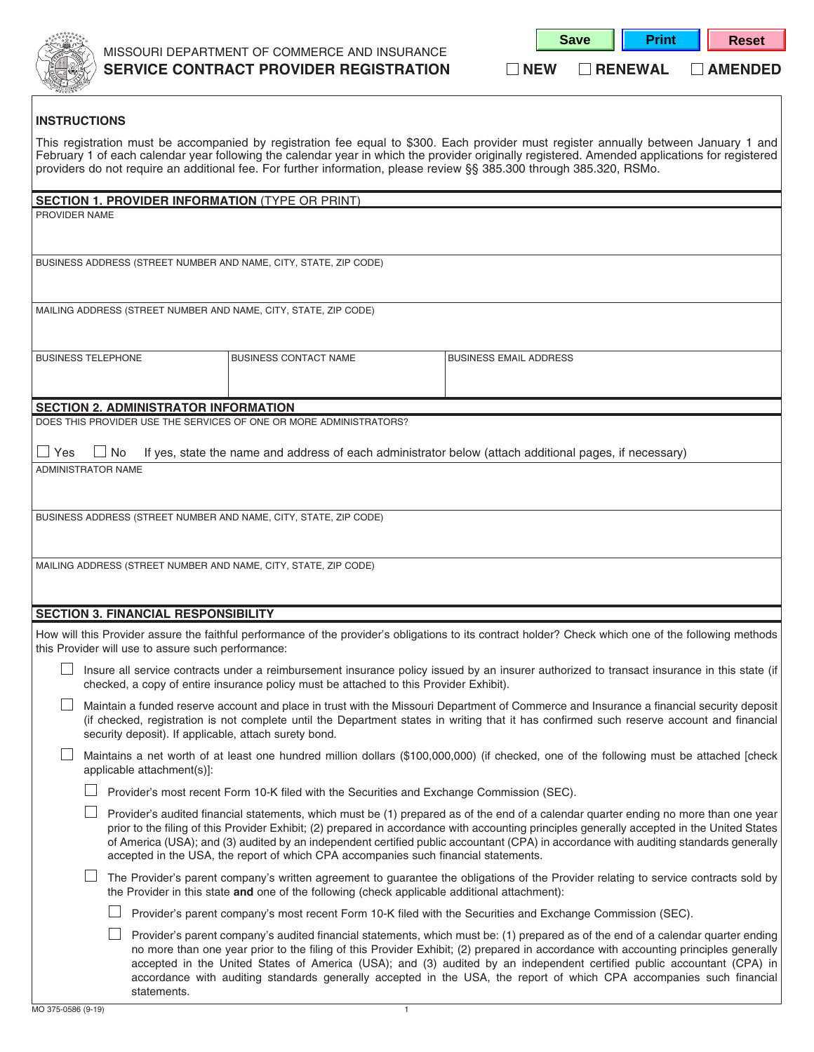MISSOURI DEPARTMENT OF COMMERCE AND INSURANCE

# SERVICE CONTRACT PROVIDER REGISTRATION

☐ NEW ☐ RENEWAL ☐ AMENDED

## INSTRUCTIONS

This registration must be accompanied by registration fee equal to $300. Each provider must register annually between January 1 and February 1 of each calendar year following the calendar year in which the provider originally registered. Amended applications for registered providers do not require an additional fee. For further information, please review §§ 385.300 through 385.320, RSMo.

## SECTION 1. PROVIDER INFORMATION (TYPE OR PRINT)

PROVIDER NAME

BUSINESS ADDRESS (STREET NUMBER AND NAME, CITY, STATE, ZIP CODE)

MAILING ADDRESS (STREET NUMBER AND NAME, CITY, STATE, ZIP CODE)

| BUSINESS TELEPHONE | BUSINESS CONTACT NAME | BUSINESS EMAIL ADDRESS |
|---|---|---|
| | | |

## SECTION 2. ADMINISTRATOR INFORMATION

DOES THIS PROVIDER USE THE SERVICES OF ONE OR MORE ADMINISTRATORS?

☐ Yes ☐ No If yes, state the name and address of each administrator below (attach additional pages, if necessary)

ADMINISTRATOR NAME

BUSINESS ADDRESS (STREET NUMBER AND NAME, CITY, STATE, ZIP CODE)

MAILING ADDRESS (STREET NUMBER AND NAME, CITY, STATE, ZIP CODE)

## SECTION 3. FINANCIAL RESPONSIBILITY

How will this Provider assure the faithful performance of the provider's obligations to its contract holder? Check which one of the following methods this Provider will use to assure such performance:

☐ Insure all service contracts under a reimbursement insurance policy issued by an insurer authorized to transact insurance in this state (if checked, a copy of entire insurance policy must be attached to this Provider Exhibit).

☐ Maintain a funded reserve account and place in trust with the Missouri Department of Commerce and Insurance a financial security deposit (if checked, registration is not complete until the Department states in writing that it has confirmed such reserve account and financial security deposit). If applicable, attach surety bond.

☐ Maintains a net worth of at least one hundred million dollars ($100,000,000) (if checked, one of the following must be attached [check applicable attachment(s)]:

- ☐ Provider's most recent Form 10-K filed with the Securities and Exchange Commission (SEC).
- ☐ Provider's audited financial statements, which must be (1) prepared as of the end of a calendar quarter ending no more than one year prior to the filing of this Provider Exhibit; (2) prepared in accordance with accounting principles generally accepted in the United States of America (USA); and (3) audited by an independent certified public accountant (CPA) in accordance with auditing standards generally accepted in the USA, the report of which CPA accompanies such financial statements.
- ☐ The Provider's parent company's written agreement to guarantee the obligations of the Provider relating to service contracts sold by the Provider in this state **and** one of the following (check applicable additional attachment):
  - ☐ Provider's parent company's most recent Form 10-K filed with the Securities and Exchange Commission (SEC).
  - ☐ Provider's parent company's audited financial statements, which must be: (1) prepared as of the end of a calendar quarter ending no more than one year prior to the filing of this Provider Exhibit; (2) prepared in accordance with accounting principles generally accepted in the United States of America (USA); and (3) audited by an independent certified public accountant (CPA) in accordance with auditing standards generally accepted in the USA, the report of which CPA accompanies such financial statements.

MO 375-0586 (9-19)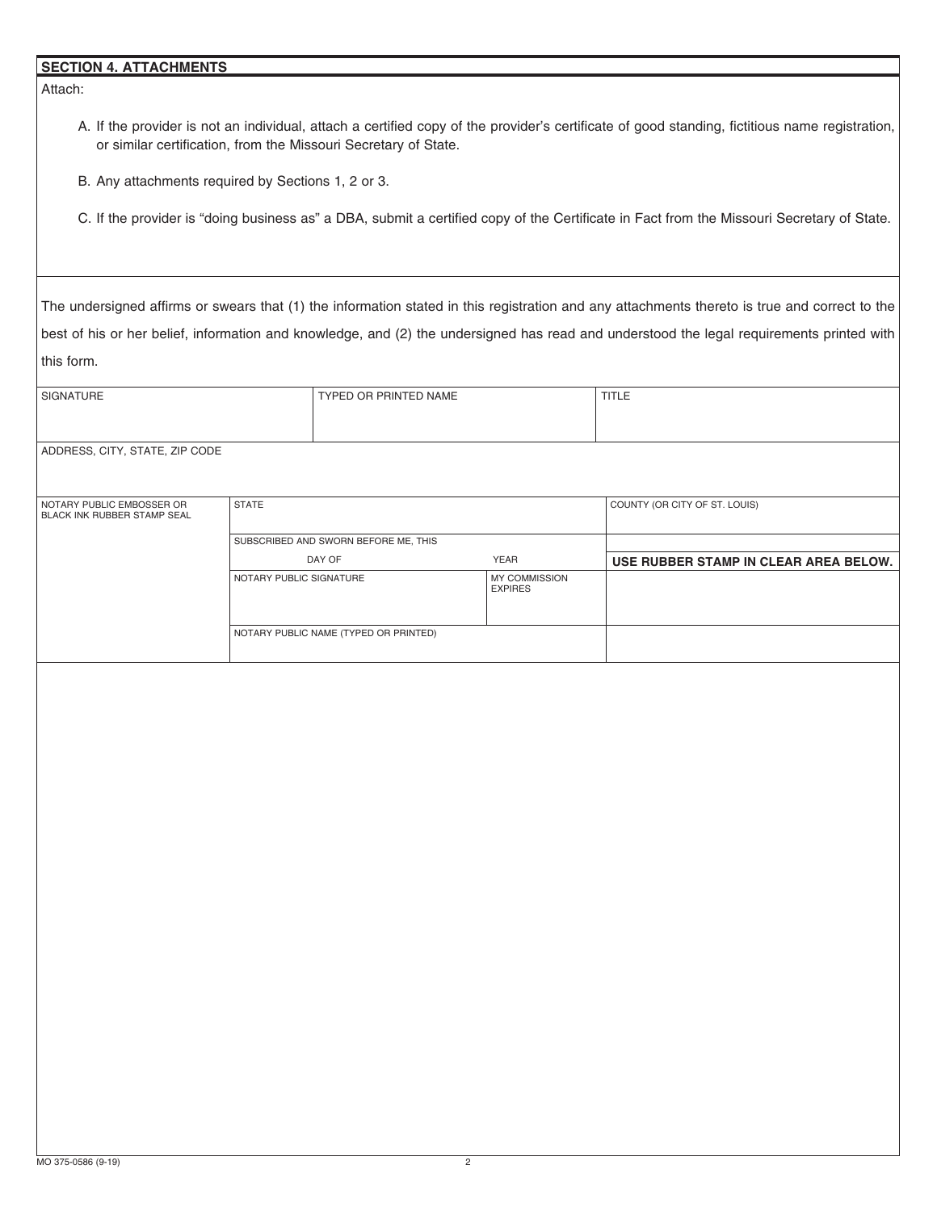## SECTION 4. ATTACHMENTS

Attach:

A. If the provider is not an individual, attach a certified copy of the provider's certificate of good standing, fictitious name registration, or similar certification, from the Missouri Secretary of State.

B. Any attachments required by Sections 1, 2 or 3.

C. If the provider is "doing business as" a DBA, submit a certified copy of the Certificate in Fact from the Missouri Secretary of State.

The undersigned affirms or swears that (1) the information stated in this registration and any attachments thereto is true and correct to the best of his or her belief, information and knowledge, and (2) the undersigned has read and understood the legal requirements printed with this form.

| SIGNATURE | TYPED OR PRINTED NAME | TITLE |
|---|---|---|
| | | |

| ADDRESS, CITY, STATE, ZIP CODE |
|---|
| |

| | | | |
|---|---|---|---|
| NOTARY PUBLIC EMBOSSER OR BLACK INK RUBBER STAMP SEAL | STATE | | COUNTY (OR CITY OF ST. LOUIS) |
| | SUBSCRIBED AND SWORN BEFORE ME, THIS | | |
| | DAY OF | YEAR | **USE RUBBER STAMP IN CLEAR AREA BELOW.** |
| | NOTARY PUBLIC SIGNATURE | MY COMMISSION EXPIRES | |
| | NOTARY PUBLIC NAME (TYPED OR PRINTED) | | |

MO 375-0586 (9-19)